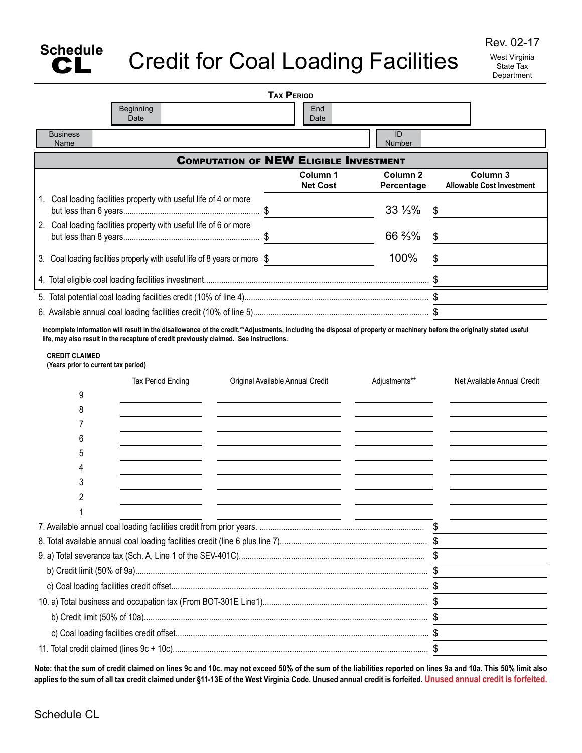Schedule **CL**

# Credit for Coal Loading Facilities

Rev. 02-17

West Virginia State Tax Department

**TAX PERIOD**

| Beginning Date | | End Date | |
|---|---|---|---|

| Business Name | | ID Number | |
|---|---|---|---|

## COMPUTATION OF NEW ELIGIBLE INVESTMENT

| | Column 1 Net Cost | Column 2 Percentage | Column 3 Allowable Cost Investment |
|---|---|---|---|
| 1. Coal loading facilities property with useful life of 4 or more but less than 6 years | $ | 33 ⅓% | $ |
| 2. Coal loading facilities property with useful life of 6 or more but less than 8 years | $ | 66 ⅔% | $ |
| 3. Coal loading facilities property with useful life of 8 years or more | $ | 100% | $ |
| 4. Total eligible coal loading facilities investment | | | $ |
| 5. Total potential coal loading facilities credit (10% of line 4) | | | $ |
| 6. Available annual coal loading facilities credit (10% of line 5) | | | $ |

**Incomplete information will result in the disallowance of the credit.**Adjustments, including the disposal of property or machinery before the originally stated useful life, may also result in the recapture of credit previously claimed. See instructions.**

**CREDIT CLAIMED**
**(Years prior to current tax period)**

| | Tax Period Ending | Original Available Annual Credit | Adjustments** | Net Available Annual Credit |
|---|---|---|---|---|
| 9 | | | | |
| 8 | | | | |
| 7 | | | | |
| 6 | | | | |
| 5 | | | | |
| 4 | | | | |
| 3 | | | | |
| 2 | | | | |
| 1 | | | | |

| | |
|---|---|
| 7. Available annual coal loading facilities credit from prior years. | $ |
| 8. Total available annual coal loading facilities credit (line 6 plus line 7) | $ |
| 9. a) Total severance tax (Sch. A, Line 1 of the SEV-401C) | $ |
| b) Credit limit (50% of 9a) | $ |
| c) Coal loading facilities credit offset | $ |
| 10. a) Total business and occupation tax (From BOT-301E Line1) | $ |
| b) Credit limit (50% of 10a) | $ |
| c) Coal loading facilities credit offset | $ |
| 11. Total credit claimed (lines 9c + 10c) | $ |

**Note: that the sum of credit claimed on lines 9c and 10c. may not exceed 50% of the sum of the liabilities reported on lines 9a and 10a. This 50% limit also applies to the sum of all tax credit claimed under §11-13E of the West Virginia Code. Unused annual credit is forfeited. Unused annual credit is forfeited.**

Schedule CL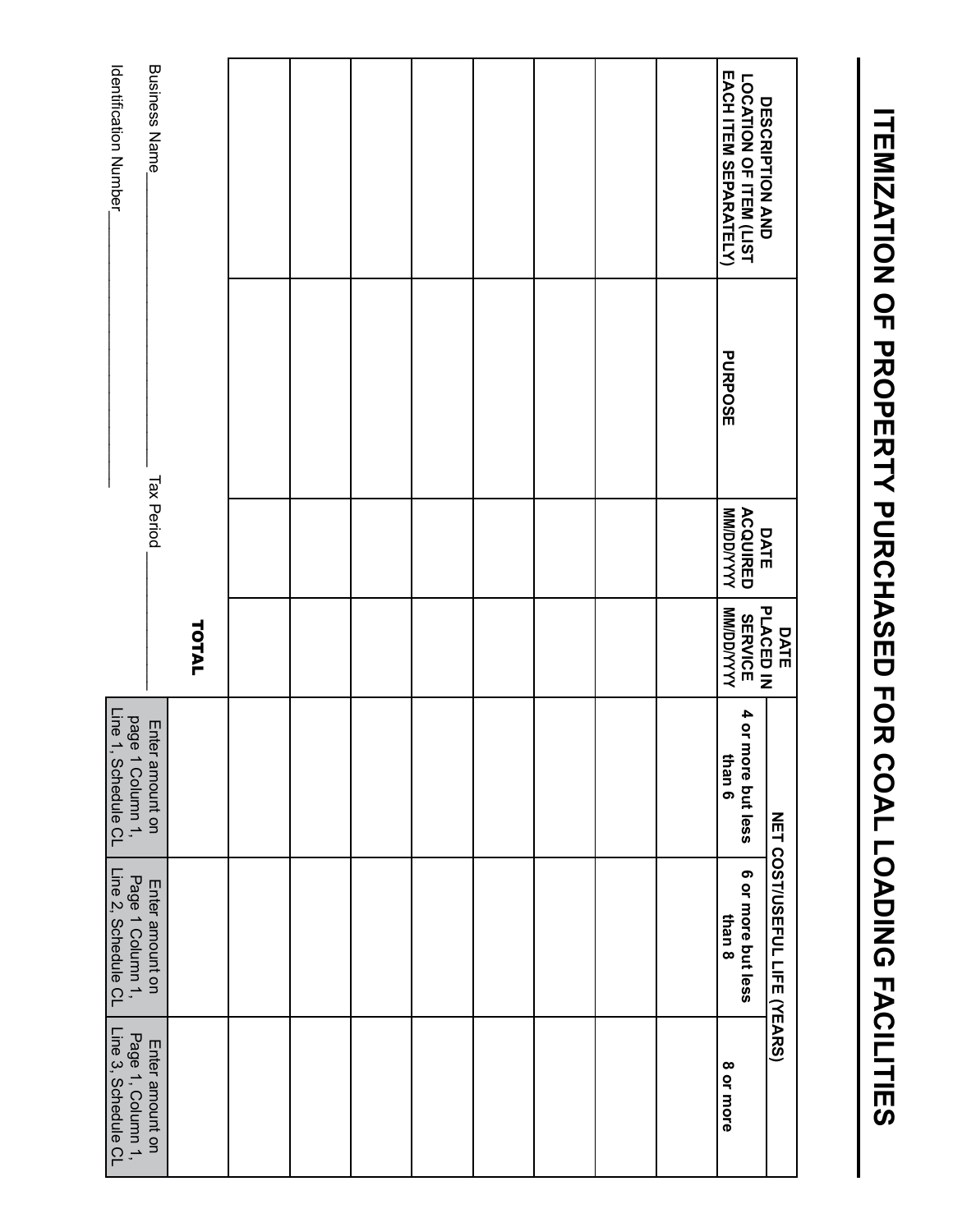# ITEMIZATION OF PROPERTY PURCHASED FOR COAL LOADING FACILITIES

| DESCRIPTION AND LOCATION OF ITEM (LIST EACH ITEM SEPARATELY) | PURPOSE | DATE ACQUIRED MM/DD/YYYY | DATE PLACED IN SERVICE MM/DD/YYYY | NET COST/USEFUL LIFE (YEARS) | | |
|---|---|---|---|---|---|---|
| | | | | 4 or more but less than 6 | 6 or more but less than 8 | 8 or more |
| | | | | | | |
| | | | | | | |
| | | | | | | |
| | | | | | | |
| | | | | | | |
| | | | | | | |
| | | | | | | |
| | | | | | | |
| | | | | | | |
| | | | **TOTAL** | | | |
| | | | | Enter amount on page 1 Column 1, Line 1, Schedule CL | Enter amount on Page 1 Column 1, Line 2, Schedule CL | Enter amount on Page 1, Column 1, Line 3, Schedule CL |

Business Name_______________________ Tax Period _______________

Identification Number_______________________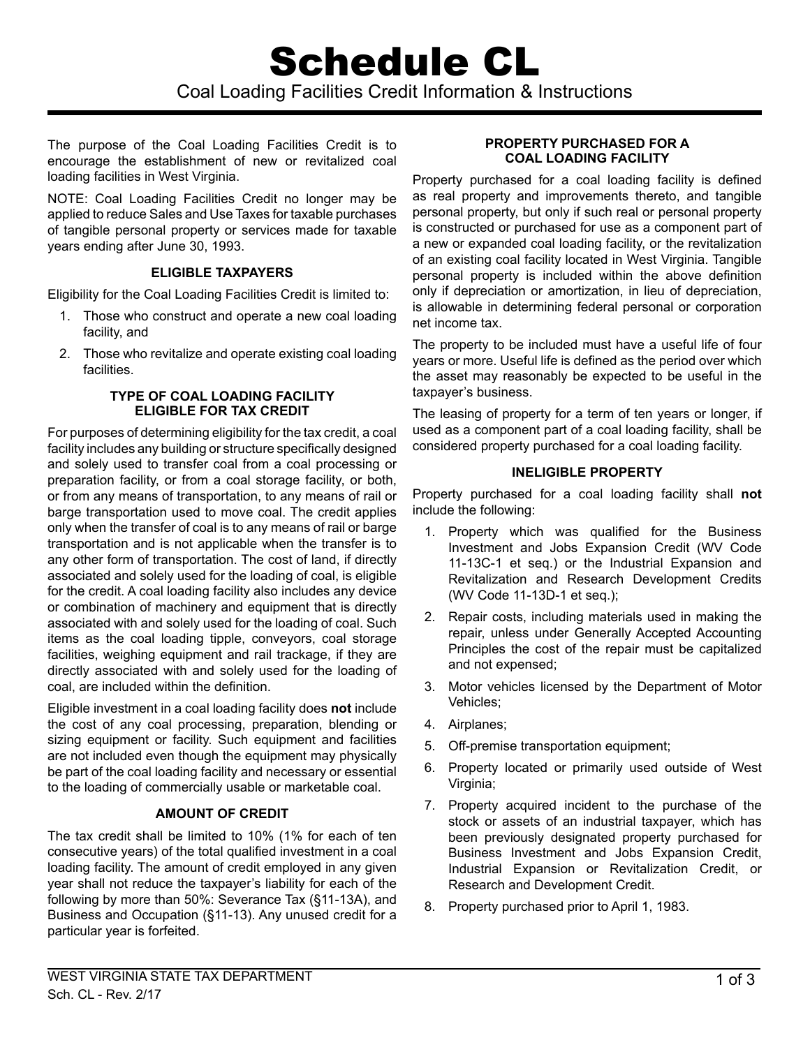# Schedule CL

Coal Loading Facilities Credit Information & Instructions

The purpose of the Coal Loading Facilities Credit is to encourage the establishment of new or revitalized coal loading facilities in West Virginia.

NOTE: Coal Loading Facilities Credit no longer may be applied to reduce Sales and Use Taxes for taxable purchases of tangible personal property or services made for taxable years ending after June 30, 1993.

### ELIGIBLE TAXPAYERS

Eligibility for the Coal Loading Facilities Credit is limited to:

1. Those who construct and operate a new coal loading facility, and
2. Those who revitalize and operate existing coal loading facilities.

### TYPE OF COAL LOADING FACILITY ELIGIBLE FOR TAX CREDIT

For purposes of determining eligibility for the tax credit, a coal facility includes any building or structure specifically designed and solely used to transfer coal from a coal processing or preparation facility, or from a coal storage facility, or both, or from any means of transportation, to any means of rail or barge transportation used to move coal. The credit applies only when the transfer of coal is to any means of rail or barge transportation and is not applicable when the transfer is to any other form of transportation. The cost of land, if directly associated and solely used for the loading of coal, is eligible for the credit. A coal loading facility also includes any device or combination of machinery and equipment that is directly associated with and solely used for the loading of coal. Such items as the coal loading tipple, conveyors, coal storage facilities, weighing equipment and rail trackage, if they are directly associated with and solely used for the loading of coal, are included within the definition.

Eligible investment in a coal loading facility does **not** include the cost of any coal processing, preparation, blending or sizing equipment or facility. Such equipment and facilities are not included even though the equipment may physically be part of the coal loading facility and necessary or essential to the loading of commercially usable or marketable coal.

### AMOUNT OF CREDIT

The tax credit shall be limited to 10% (1% for each of ten consecutive years) of the total qualified investment in a coal loading facility. The amount of credit employed in any given year shall not reduce the taxpayer's liability for each of the following by more than 50%: Severance Tax (§11-13A), and Business and Occupation (§11-13). Any unused credit for a particular year is forfeited.

### PROPERTY PURCHASED FOR A COAL LOADING FACILITY

Property purchased for a coal loading facility is defined as real property and improvements thereto, and tangible personal property, but only if such real or personal property is constructed or purchased for use as a component part of a new or expanded coal loading facility, or the revitalization of an existing coal facility located in West Virginia. Tangible personal property is included within the above definition only if depreciation or amortization, in lieu of depreciation, is allowable in determining federal personal or corporation net income tax.

The property to be included must have a useful life of four years or more. Useful life is defined as the period over which the asset may reasonably be expected to be useful in the taxpayer's business.

The leasing of property for a term of ten years or longer, if used as a component part of a coal loading facility, shall be considered property purchased for a coal loading facility.

### INELIGIBLE PROPERTY

Property purchased for a coal loading facility shall **not** include the following:

1. Property which was qualified for the Business Investment and Jobs Expansion Credit (WV Code 11-13C-1 et seq.) or the Industrial Expansion and Revitalization and Research Development Credits (WV Code 11-13D-1 et seq.);
2. Repair costs, including materials used in making the repair, unless under Generally Accepted Accounting Principles the cost of the repair must be capitalized and not expensed;
3. Motor vehicles licensed by the Department of Motor Vehicles;
4. Airplanes;
5. Off-premise transportation equipment;
6. Property located or primarily used outside of West Virginia;
7. Property acquired incident to the purchase of the stock or assets of an industrial taxpayer, which has been previously designated property purchased for Business Investment and Jobs Expansion Credit, Industrial Expansion or Revitalization Credit, or Research and Development Credit.
8. Property purchased prior to April 1, 1983.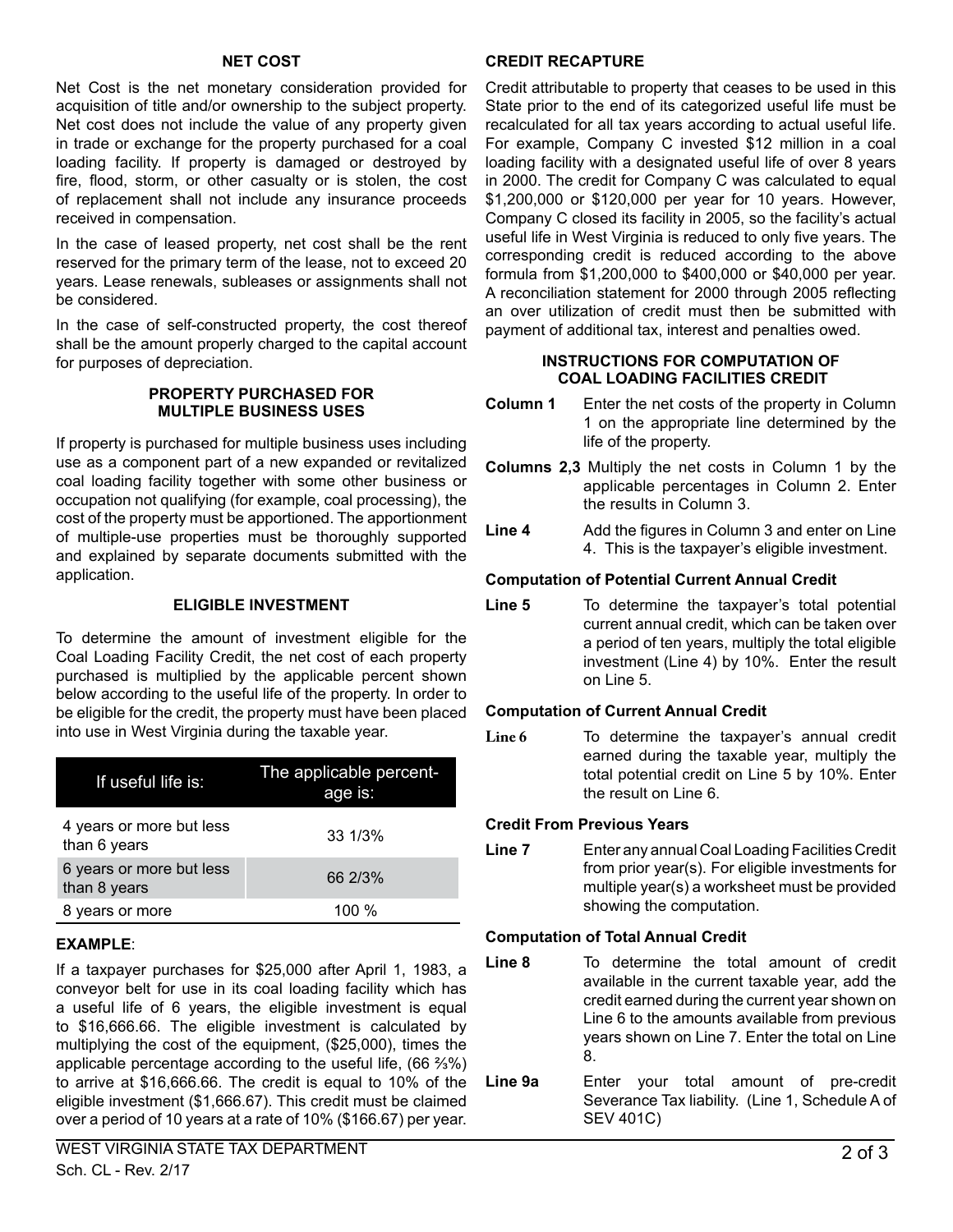### NET COST

Net Cost is the net monetary consideration provided for acquisition of title and/or ownership to the subject property. Net cost does not include the value of any property given in trade or exchange for the property purchased for a coal loading facility. If property is damaged or destroyed by fire, flood, storm, or other casualty or is stolen, the cost of replacement shall not include any insurance proceeds received in compensation.

In the case of leased property, net cost shall be the rent reserved for the primary term of the lease, not to exceed 20 years. Lease renewals, subleases or assignments shall not be considered.

In the case of self-constructed property, the cost thereof shall be the amount properly charged to the capital account for purposes of depreciation.

### PROPERTY PURCHASED FOR MULTIPLE BUSINESS USES

If property is purchased for multiple business uses including use as a component part of a new expanded or revitalized coal loading facility together with some other business or occupation not qualifying (for example, coal processing), the cost of the property must be apportioned. The apportionment of multiple-use properties must be thoroughly supported and explained by separate documents submitted with the application.

### ELIGIBLE INVESTMENT

To determine the amount of investment eligible for the Coal Loading Facility Credit, the net cost of each property purchased is multiplied by the applicable percent shown below according to the useful life of the property. In order to be eligible for the credit, the property must have been placed into use in West Virginia during the taxable year.

| If useful life is: | The applicable percentage is: |
|---|---|
| 4 years or more but less than 6 years | 33 1/3% |
| 6 years or more but less than 8 years | 66 2/3% |
| 8 years or more | 100 % |

**EXAMPLE**:

If a taxpayer purchases for $25,000 after April 1, 1983, a conveyor belt for use in its coal loading facility which has a useful life of 6 years, the eligible investment is equal to $16,666.66. The eligible investment is calculated by multiplying the cost of the equipment, ($25,000), times the applicable percentage according to the useful life, (66 ⅔%) to arrive at $16,666.66. The credit is equal to 10% of the eligible investment ($1,666.67). This credit must be claimed over a period of 10 years at a rate of 10% ($166.67) per year.

### CREDIT RECAPTURE

Credit attributable to property that ceases to be used in this State prior to the end of its categorized useful life must be recalculated for all tax years according to actual useful life. For example, Company C invested $12 million in a coal loading facility with a designated useful life of over 8 years in 2000. The credit for Company C was calculated to equal $1,200,000 or $120,000 per year for 10 years. However, Company C closed its facility in 2005, so the facility's actual useful life in West Virginia is reduced to only five years. The corresponding credit is reduced according to the above formula from $1,200,000 to $400,000 or $40,000 per year. A reconciliation statement for 2000 through 2005 reflecting an over utilization of credit must then be submitted with payment of additional tax, interest and penalties owed.

### INSTRUCTIONS FOR COMPUTATION OF COAL LOADING FACILITIES CREDIT

**Column 1** Enter the net costs of the property in Column 1 on the appropriate line determined by the life of the property.

**Columns 2,3** Multiply the net costs in Column 1 by the applicable percentages in Column 2. Enter the results in Column 3.

**Line 4** Add the figures in Column 3 and enter on Line 4. This is the taxpayer's eligible investment.

**Computation of Potential Current Annual Credit**

**Line 5** To determine the taxpayer's total potential current annual credit, which can be taken over a period of ten years, multiply the total eligible investment (Line 4) by 10%. Enter the result on Line 5.

**Computation of Current Annual Credit**

**Line 6** To determine the taxpayer's annual credit earned during the taxable year, multiply the total potential credit on Line 5 by 10%. Enter the result on Line 6.

**Credit From Previous Years**

**Line 7** Enter any annual Coal Loading Facilities Credit from prior year(s). For eligible investments for multiple year(s) a worksheet must be provided showing the computation.

**Computation of Total Annual Credit**

**Line 8** To determine the total amount of credit available in the current taxable year, add the credit earned during the current year shown on Line 6 to the amounts available from previous years shown on Line 7. Enter the total on Line 8.

**Line 9a** Enter your total amount of pre-credit Severance Tax liability. (Line 1, Schedule A of SEV 401C)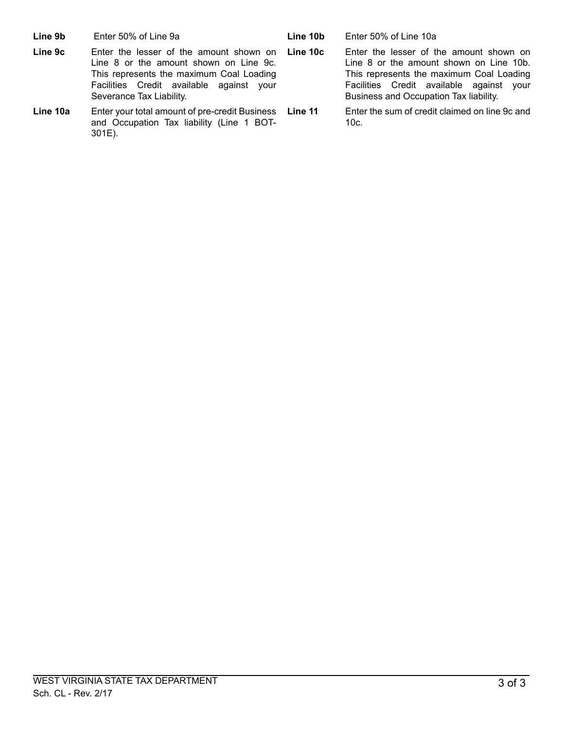**Line 9b** Enter 50% of Line 9a

**Line 9c** Enter the lesser of the amount shown on Line 8 or the amount shown on Line 9c. This represents the maximum Coal Loading Facilities Credit available against your Severance Tax Liability.

**Line 10a** Enter your total amount of pre-credit Business and Occupation Tax liability (Line 1 BOT-301E).

**Line 10b** Enter 50% of Line 10a

**Line 10c** Enter the lesser of the amount shown on Line 8 or the amount shown on Line 10b. This represents the maximum Coal Loading Facilities Credit available against your Business and Occupation Tax liability.

**Line 11** Enter the sum of credit claimed on line 9c and 10c.